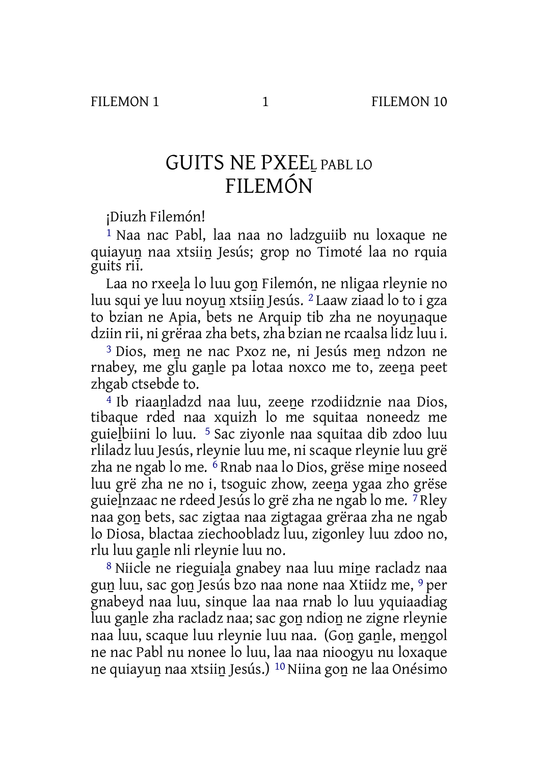# GUITS NE PXEEL̲ PABL LO FILEMÓN

¡Diuzh Filemón!

[1] Naa nac Pabl, laa naa no ladzguiib nu loxaque ne quiayun̲ naa xtsiin̲ Jesús; grop no Timoté laa no rquia guits rii.

Laa no rxeel̲a lo luu gon̲ Filemón, ne nligaa rleynie no luu squi ye luu noyun̲ xtsiin̲ Jesús. [2] Laaw ziaad lo to i gza to bzian ne Apia, bets ne Arquip tib zha ne noyun̲aque dziin rii, ni grëraa zha bets, zha bzian ne rcaalsa lidz luu i.

[3] Dios, men̲ ne nac Pxoz ne, ni Jesús men̲ ndzon ne rnabey, me gl̲u gan̲le pa lotaa noxco me to, zeen̲a peet zhgab ctsebde to.

[4] Ib riaan̲ladzd naa luu, zeen̲e rzodiidznie naa Dios, tibaque rded naa xquizh lo me squitaa noneedz me guiel̲biini lo luu. [5] Sac ziyonle naa squitaa dib zdoo luu rliladz luu Jesús, rleynie luu me, ni scaque rleynie luu grë zha ne ngab lo me. [6] Rnab naa lo Dios, grëse min̲e noseed luu grë zha ne no i, tsoguic zhow, zeen̲a ygaa zho grëse guiel̲nzaac ne rdeed Jesús lo grë zha ne ngab lo me. [7] Rley naa gon̲ bets, sac zigtaa naa zigtagaa grëraa zha ne ngab lo Diosa, blactaa ziechoobladz luu, zigonley luu zdoo no, rlu luu gan̲le nli rleynie luu no.

[8] Niicle ne rieguial̲a gnabey naa luu min̲e racladz naa gun̲ luu, sac gon̲ Jesús bzo naa none naa Xtiidz me, [9] per gnabeyd naa luu, sinque laa naa rnab lo luu yquiaadiag luu gan̲le zha racladz naa; sac gon̲ ndion̲ ne zigne rleynie naa luu, scaque luu rleynie luu naa. (Gon̲ gan̲le, men̲gol ne nac Pabl nu nonee lo luu, laa naa nioogyu nu loxaque ne quiayun̲ naa xtsiin̲ Jesús.) [10] Niina gon̲ ne laa Onésimo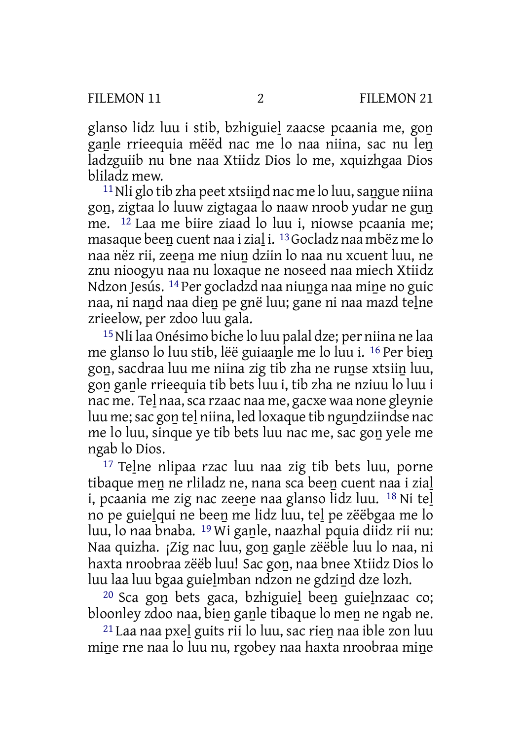glanso lidz luu i stib, bzhiguiel̲ zaacse pcaania me, gon̲ gan̲le rrieequia mëëd nac me lo naa niina, sac nu len̲ ladzguiib nu bne naa Xtiidz Dios lo me, xquizhgaa Dios bliladz mew.

11 Nli glo tib zha peet xtsiin̲d nac me lo luu, san̲gue niina gon̲, zigtaa lo luuw zigtagaa lo naaw nroob yudar ne gun̲ me. 12 Laa me biire ziaad lo luu i, niowse pcaania me; masaque been̲ cuent naa i zial̲ i. 13 Gocladz naa mbëz me lo naa nëz rii, zeen̲a me niun̲ dziin lo naa nu xcuent luu, ne znu nioogyu naa nu loxaque ne noseed naa miech Xtiidz Ndzon Jesús. 14 Per gocladzd naa niun̲ga naa min̲e no guic naa, ni nan̲d naa dien̲ pe gnë luu; gane ni naa mazd tel̲ne zrieelow, per zdoo luu gala.

15 Nli laa Onésimo biche lo luu palal dze; per niina ne laa me glanso lo luu stib, lëë guiaan̲le me lo luu i. 16 Per bien̲ gon̲, sacdraa luu me niina zig tib zha ne run̲se xtsiin̲ luu, gon̲ gan̲le rrieequia tib bets luu i, tib zha ne nziuu lo luu i nac me. Tel̲ naa, sca rzaac naa me, gacxe waa none gleynie luu me; sac gon̲ tel̲ niina, led loxaque tib ngun̲dziindse nac me lo luu, sinque ye tib bets luu nac me, sac gon̲ yele me ngab lo Dios.

17 Tel̲ne nlipaa rzac luu naa zig tib bets luu, porne tibaque men̲ ne rliladz ne, nana sca been̲ cuent naa i zial̲ i, pcaania me zig nac zeen̲e naa glanso lidz luu. 18 Ni tel̲ no pe guiel̲qui ne been̲ me lidz luu, tel̲ pe zëëbgaa me lo luu, lo naa bnaba. 19 Wi gan̲le, naazhal pquia diidz rii nu: Naa quizha. ¡Zig nac luu, gon̲ gan̲le zëëble luu lo naa, ni haxta nroobraa zëëb luu! Sac gon̲, naa bnee Xtiidz Dios lo luu laa luu bgaa guiel̲mban ndzon ne gdzin̲d dze lozh.

20 Sca gon̲ bets gaca, bzhiguiel̲ been̲ guiel̲nzaac co; bloonley zdoo naa, bien̲ gan̲le tibaque lo men̲ ne ngab ne.

21 Laa naa pxel̲ guits rii lo luu, sac rien̲ naa ible zon luu min̲e rne naa lo luu nu, rgobey naa haxta nroobraa min̲e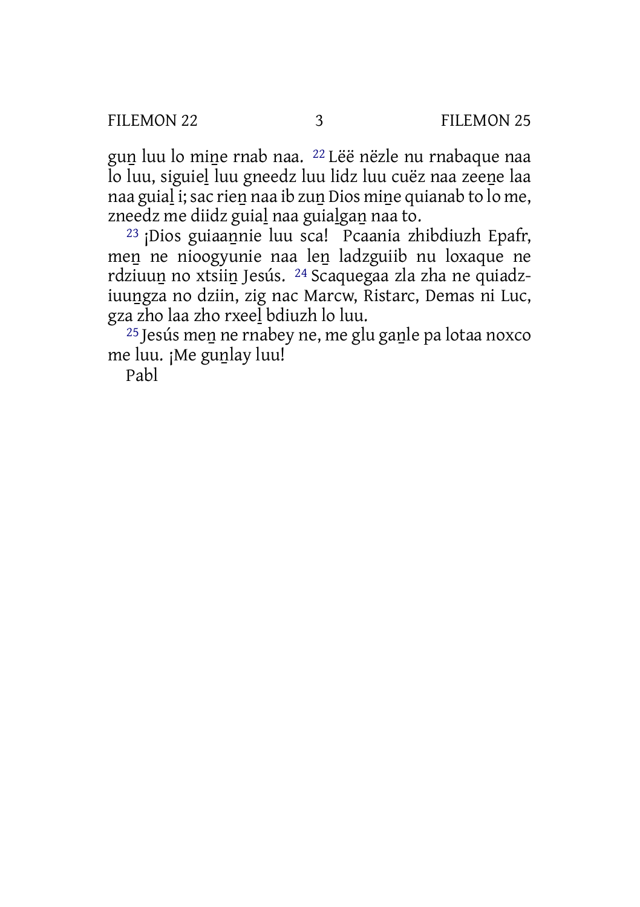gun̲ luu lo min̲e rnab naa. [22] Lëë nëzle nu rnabaque naa lo luu, siguiel̲ luu gneedz luu lidz luu cuëz naa zeen̲e laa naa guial̲ i; sac rien̲ naa ib zun̲ Dios min̲e quianab to lo me, zneedz me diidz guial̲ naa guial̲gan̲ naa to.

[23] ¡Dios guiaan̲nie luu sca! Pcaania zhibdiuzh Epafr, men̲ ne nioogyunie naa len̲ ladzguiib nu loxaque ne rdziuun̲ no xtsiin̲ Jesús. [24] Scaquegaa zla zha ne quiadziuun̲gza no dziin, zig nac Marcw, Ristarc, Demas ni Luc, gza zho laa zho rxeel̲ bdiuzh lo luu.

[25] Jesús men̲ ne rnabey ne, me glu gan̲le pa lotaa noxco me luu. ¡Me gun̲lay luu!

Pabl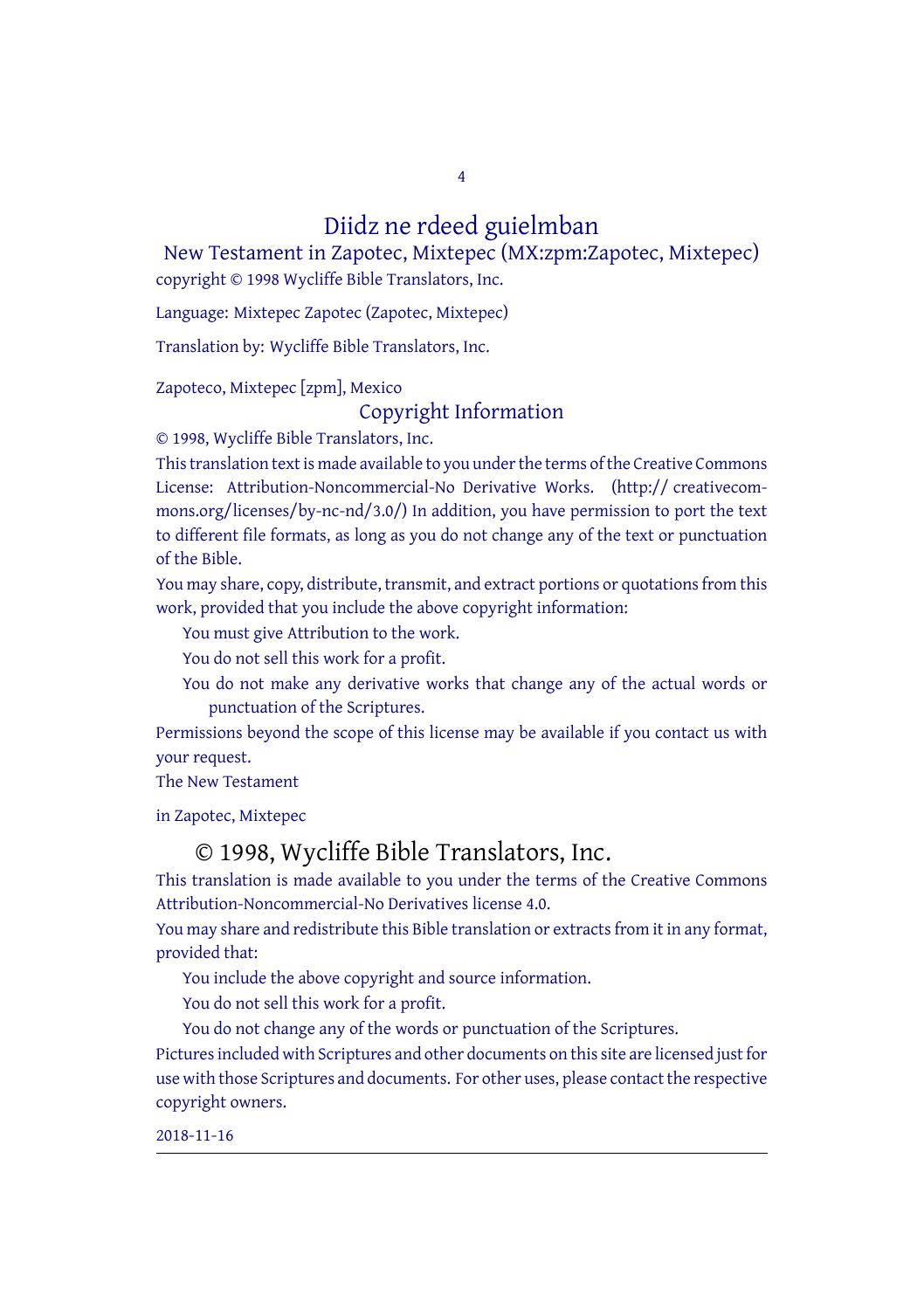# Diidz ne rdeed guielmban

## New Testament in Zapotec, Mixtepec (MX:zpm:Zapotec, Mixtepec)

copyright © 1998 Wycliffe Bible Translators, Inc.

Language: Mixtepec Zapotec (Zapotec, Mixtepec)

Translation by: Wycliffe Bible Translators, Inc.

Zapoteco, Mixtepec [zpm], Mexico

### Copyright Information

© 1998, Wycliffe Bible Translators, Inc.

This translation text is made available to you under the terms of the Creative Commons License: Attribution-Noncommercial-No Derivative Works. (http:// creativecommons.org/licenses/by-nc-nd/3.0/) In addition, you have permission to port the text to different file formats, as long as you do not change any of the text or punctuation of the Bible.

You may share, copy, distribute, transmit, and extract portions or quotations from this work, provided that you include the above copyright information:

You must give Attribution to the work.

You do not sell this work for a profit.

You do not make any derivative works that change any of the actual words or punctuation of the Scriptures.

Permissions beyond the scope of this license may be available if you contact us with your request.

The New Testament

in Zapotec, Mixtepec

## © 1998, Wycliffe Bible Translators, Inc.

This translation is made available to you under the terms of the Creative Commons Attribution-Noncommercial-No Derivatives license 4.0.

You may share and redistribute this Bible translation or extracts from it in any format, provided that:

You include the above copyright and source information.

You do not sell this work for a profit.

You do not change any of the words or punctuation of the Scriptures.

Pictures included with Scriptures and other documents on this site are licensed just for use with those Scriptures and documents. For other uses, please contact the respective copyright owners.

2018-11-16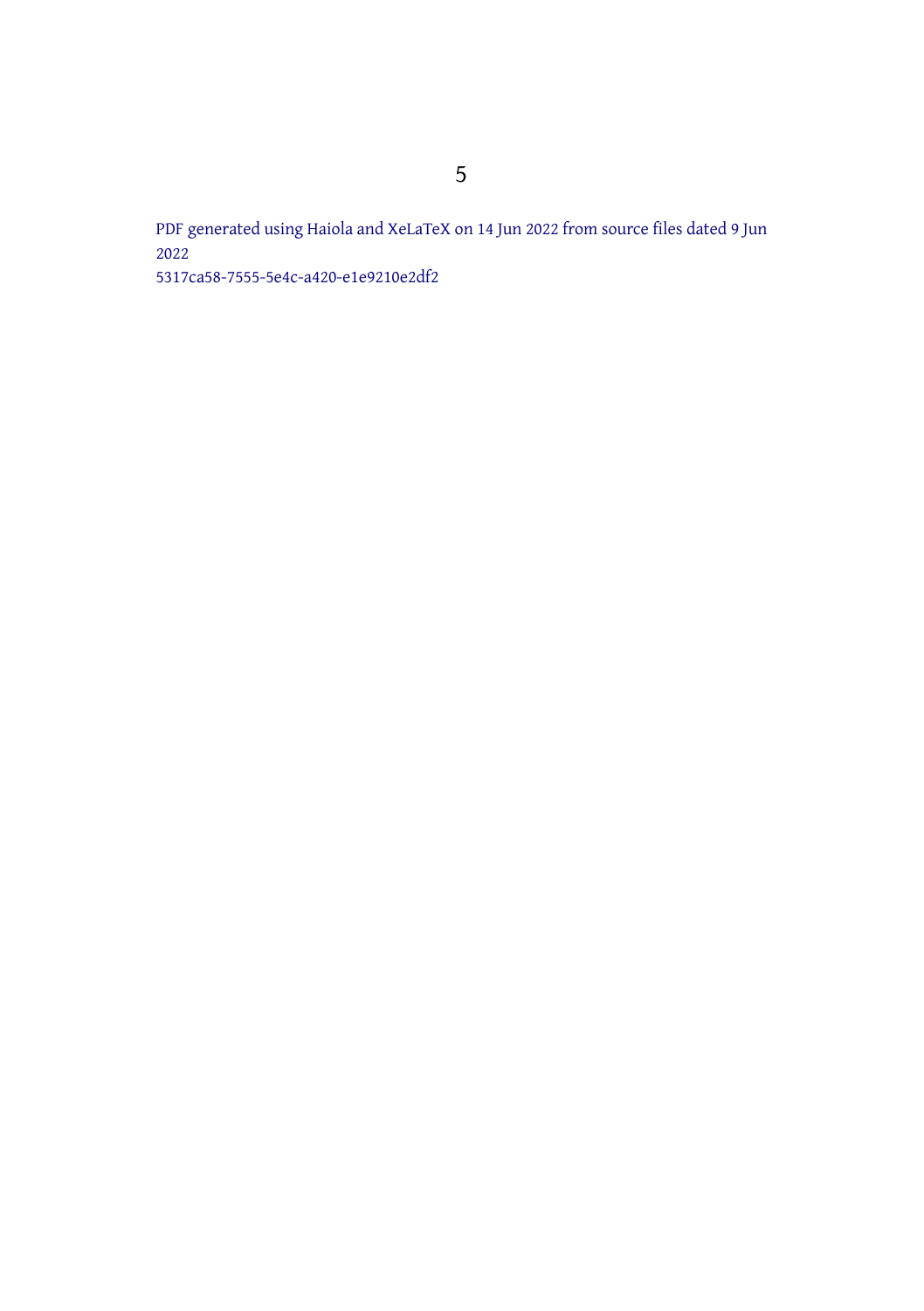PDF generated using Haiola and XeLaTeX on 14 Jun 2022 from source files dated 9 Jun 2022
5317ca58-7555-5e4c-a420-e1e9210e2df2